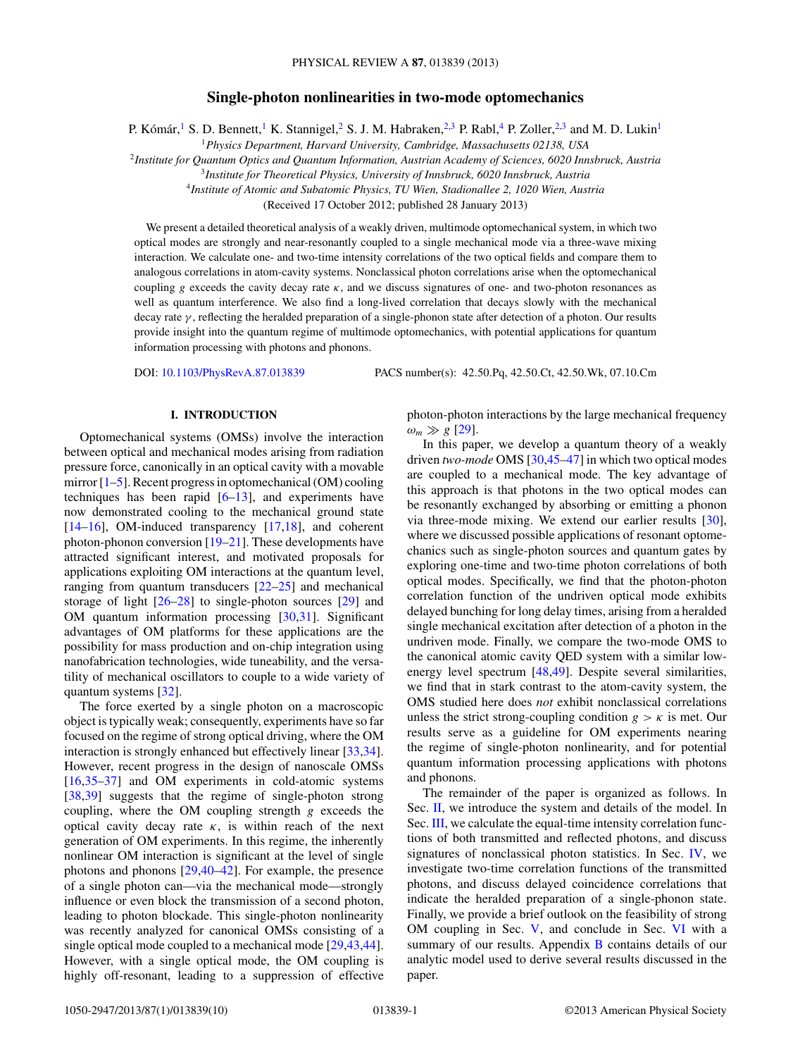# Single-photon nonlinearities in two-mode optomechanics

P. Kómár,[1] S. D. Bennett,[1] K. Stannigel,[2] S. J. M. Habraken,[2,3] P. Rabl,[4] P. Zoller,[2,3] and M. D. Lukin[1]

[1]*Physics Department, Harvard University, Cambridge, Massachusetts 02138, USA*
[2]*Institute for Quantum Optics and Quantum Information, Austrian Academy of Sciences, 6020 Innsbruck, Austria*
[3]*Institute for Theoretical Physics, University of Innsbruck, 6020 Innsbruck, Austria*
[4]*Institute of Atomic and Subatomic Physics, TU Wien, Stadionallee 2, 1020 Wien, Austria*

(Received 17 October 2012; published 28 January 2013)

We present a detailed theoretical analysis of a weakly driven, multimode optomechanical system, in which two optical modes are strongly and near-resonantly coupled to a single mechanical mode via a three-wave mixing interaction. We calculate one- and two-time intensity correlations of the two optical fields and compare them to analogous correlations in atom-cavity systems. Nonclassical photon correlations arise when the optomechanical coupling $g$ exceeds the cavity decay rate $\kappa$, and we discuss signatures of one- and two-photon resonances as well as quantum interference. We also find a long-lived correlation that decays slowly with the mechanical decay rate $\gamma$, reflecting the heralded preparation of a single-phonon state after detection of a photon. Our results provide insight into the quantum regime of multimode optomechanics, with potential applications for quantum information processing with photons and phonons.

DOI: 10.1103/PhysRevA.87.013839 PACS number(s): 42.50.Pq, 42.50.Ct, 42.50.Wk, 07.10.Cm

## I. INTRODUCTION

Optomechanical systems (OMSs) involve the interaction between optical and mechanical modes arising from radiation pressure force, canonically in an optical cavity with a movable mirror [1–5]. Recent progress in optomechanical (OM) cooling techniques has been rapid [6–13], and experiments have now demonstrated cooling to the mechanical ground state [14–16], OM-induced transparency [17,18], and coherent photon-phonon conversion [19–21]. These developments have attracted significant interest, and motivated proposals for applications exploiting OM interactions at the quantum level, ranging from quantum transducers [22–25] and mechanical storage of light [26–28] to single-photon sources [29] and OM quantum information processing [30,31]. Significant advantages of OM platforms for these applications are the possibility for mass production and on-chip integration using nanofabrication technologies, wide tuneability, and the versatility of mechanical oscillators to couple to a wide variety of quantum systems [32].

The force exerted by a single photon on a macroscopic object is typically weak; consequently, experiments have so far focused on the regime of strong optical driving, where the OM interaction is strongly enhanced but effectively linear [33,34]. However, recent progress in the design of nanoscale OMSs [16,35–37] and OM experiments in cold-atomic systems [38,39] suggests that the regime of single-photon strong coupling, where the OM coupling strength $g$ exceeds the optical cavity decay rate $\kappa$, is within reach of the next generation of OM experiments. In this regime, the inherently nonlinear OM interaction is significant at the level of single photons and phonons [29,40–42]. For example, the presence of a single photon can—via the mechanical mode—strongly influence or even block the transmission of a second photon, leading to photon blockade. This single-photon nonlinearity was recently analyzed for canonical OMSs consisting of a single optical mode coupled to a mechanical mode [29,43,44]. However, with a single optical mode, the OM coupling is highly off-resonant, leading to a suppression of effective photon-photon interactions by the large mechanical frequency $\omega_m \gg g$ [29].

In this paper, we develop a quantum theory of a weakly driven *two-mode* OMS [30,45–47] in which two optical modes are coupled to a mechanical mode. The key advantage of this approach is that photons in the two optical modes can be resonantly exchanged by absorbing or emitting a phonon via three-mode mixing. We extend our earlier results [30], where we discussed possible applications of resonant optomechanics such as single-photon sources and quantum gates by exploring one-time and two-time photon correlations of both optical modes. Specifically, we find that the photon-photon correlation function of the undriven optical mode exhibits delayed bunching for long delay times, arising from a heralded single mechanical excitation after detection of a photon in the undriven mode. Finally, we compare the two-mode OMS to the canonical atomic cavity QED system with a similar low-energy level spectrum [48,49]. Despite several similarities, we find that in stark contrast to the atom-cavity system, the OMS studied here does *not* exhibit nonclassical correlations unless the strict strong-coupling condition $g > \kappa$ is met. Our results serve as a guideline for OM experiments nearing the regime of single-photon nonlinearity, and for potential quantum information processing applications with photons and phonons.

The remainder of the paper is organized as follows. In Sec. II, we introduce the system and details of the model. In Sec. III, we calculate the equal-time intensity correlation functions of both transmitted and reflected photons, and discuss signatures of nonclassical photon statistics. In Sec. IV, we investigate two-time correlation functions of the transmitted photons, and discuss delayed coincidence correlations that indicate the heralded preparation of a single-phonon state. Finally, we provide a brief outlook on the feasibility of strong OM coupling in Sec. V, and conclude in Sec. VI with a summary of our results. Appendix B contains details of our analytic model used to derive several results discussed in the paper.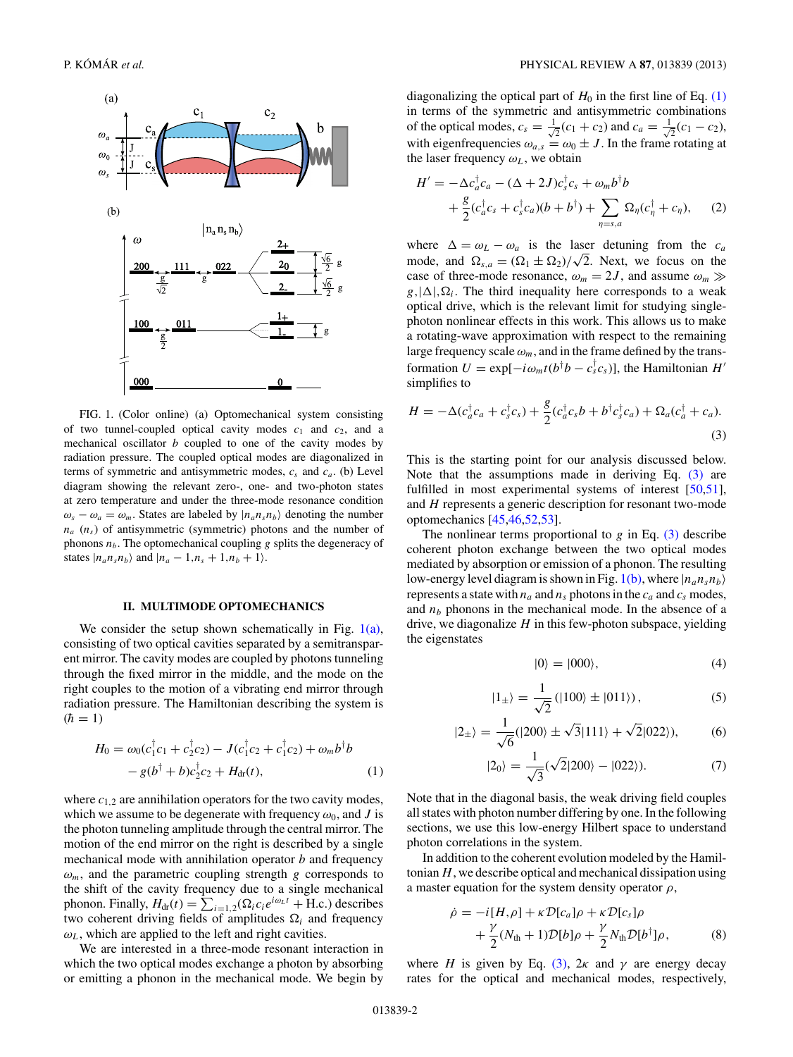FIG. 1. (Color online) (a) Optomechanical system consisting of two tunnel-coupled optical cavity modes $c_1$ and $c_2$, and a mechanical oscillator $b$ coupled to one of the cavity modes by radiation pressure. The coupled optical modes are diagonalized in terms of symmetric and antisymmetric modes, $c_s$ and $c_a$. (b) Level diagram showing the relevant zero-, one- and two-photon states at zero temperature and under the three-mode resonance condition $\omega_s - \omega_a = \omega_m$. States are labeled by $|n_a n_s n_b\rangle$ denoting the number $n_a$ ($n_s$) of antisymmetric (symmetric) photons and the number of phonons $n_b$. The optomechanical coupling $g$ splits the degeneracy of states $|n_a n_s n_b\rangle$ and $|n_a - 1, n_s + 1, n_b + 1\rangle$.

## II. MULTIMODE OPTOMECHANICS

We consider the setup shown schematically in Fig. 1(a), consisting of two optical cavities separated by a semitransparent mirror. The cavity modes are coupled by photons tunneling through the fixed mirror in the middle, and the mode on the right couples to the motion of a vibrating end mirror through radiation pressure. The Hamiltonian describing the system is ($\hbar = 1$)

$$H_0 = \omega_0(c_1^\dagger c_1 + c_2^\dagger c_2) - J(c_1^\dagger c_2 + c_1^\dagger c_2) + \omega_m b^\dagger b - g(b^\dagger + b)c_2^\dagger c_2 + H_{\rm dr}(t), \tag{1}$$

where $c_{1,2}$ are annihilation operators for the two cavity modes, which we assume to be degenerate with frequency $\omega_0$, and $J$ is the photon tunneling amplitude through the central mirror. The motion of the end mirror on the right is described by a single mechanical mode with annihilation operator $b$ and frequency $\omega_m$, and the parametric coupling strength $g$ corresponds to the shift of the cavity frequency due to a single mechanical phonon. Finally, $H_{\rm dr}(t) = \sum_{i=1,2}(\Omega_i c_i e^{i\omega_L t} + \text{H.c.})$ describes two coherent driving fields of amplitudes $\Omega_i$ and frequency $\omega_L$, which are applied to the left and right cavities.

We are interested in a three-mode resonant interaction in which the two optical modes exchange a photon by absorbing or emitting a phonon in the mechanical mode. We begin by diagonalizing the optical part of $H_0$ in the first line of Eq. (1) in terms of the symmetric and antisymmetric combinations of the optical modes, $c_s = \frac{1}{\sqrt{2}}(c_1 + c_2)$ and $c_a = \frac{1}{\sqrt{2}}(c_1 - c_2)$, with eigenfrequencies $\omega_{a,s} = \omega_0 \pm J$. In the frame rotating at the laser frequency $\omega_L$, we obtain

$$H' = -\Delta c_a^\dagger c_a - (\Delta + 2J)c_s^\dagger c_s + \omega_m b^\dagger b + \frac{g}{2}(c_a^\dagger c_s + c_s^\dagger c_a)(b + b^\dagger) + \sum_{\eta=s,a} \Omega_\eta(c_\eta^\dagger + c_\eta), \tag{2}$$

where $\Delta = \omega_L - \omega_a$ is the laser detuning from the $c_a$ mode, and $\Omega_{s,a} = (\Omega_1 \pm \Omega_2)/\sqrt{2}$. Next, we focus on the case of three-mode resonance, $\omega_m = 2J$, and assume $\omega_m \gg g, |\Delta|, \Omega_i$. The third inequality here corresponds to a weak optical drive, which is the relevant limit for studying single-photon nonlinear effects in this work. This allows us to make a rotating-wave approximation with respect to the remaining large frequency scale $\omega_m$, and in the frame defined by the transformation $U = \exp[-i\omega_m t(b^\dagger b - c_s^\dagger c_s)]$, the Hamiltonian $H'$ simplifies to

$$H = -\Delta(c_a^\dagger c_a + c_s^\dagger c_s) + \frac{g}{2}(c_a^\dagger c_s b + b^\dagger c_s^\dagger c_a) + \Omega_a(c_a^\dagger + c_a). \tag{3}$$

This is the starting point for our analysis discussed below. Note that the assumptions made in deriving Eq. (3) are fulfilled in most experimental systems of interest [50,51], and $H$ represents a generic description for resonant two-mode optomechanics [45,46,52,53].

The nonlinear terms proportional to $g$ in Eq. (3) describe coherent photon exchange between the two optical modes mediated by absorption or emission of a phonon. The resulting low-energy level diagram is shown in Fig. 1(b), where $|n_a n_s n_b\rangle$ represents a state with $n_a$ and $n_s$ photons in the $c_a$ and $c_s$ modes, and $n_b$ phonons in the mechanical mode. In the absence of a drive, we diagonalize $H$ in this few-photon subspace, yielding the eigenstates

$$|0\rangle = |000\rangle, \tag{4}$$

$$|1_\pm\rangle = \frac{1}{\sqrt{2}}(|100\rangle \pm |011\rangle), \tag{5}$$

$$|2_\pm\rangle = \frac{1}{\sqrt{6}}(|200\rangle \pm \sqrt{3}|111\rangle + \sqrt{2}|022\rangle), \tag{6}$$

$$|2_0\rangle = \frac{1}{\sqrt{3}}(\sqrt{2}|200\rangle - |022\rangle). \tag{7}$$

Note that in the diagonal basis, the weak driving field couples all states with photon number differing by one. In the following sections, we use this low-energy Hilbert space to understand photon correlations in the system.

In addition to the coherent evolution modeled by the Hamiltonian $H$, we describe optical and mechanical dissipation using a master equation for the system density operator $\rho$,

$$\dot{\rho} = -i[H,\rho] + \kappa\mathcal{D}[c_a]\rho + \kappa\mathcal{D}[c_s]\rho + \frac{\gamma}{2}(N_{\rm th} + 1)\mathcal{D}[b]\rho + \frac{\gamma}{2}N_{\rm th}\mathcal{D}[b^\dagger]\rho, \tag{8}$$

where $H$ is given by Eq. (3), $2\kappa$ and $\gamma$ are energy decay rates for the optical and mechanical modes, respectively,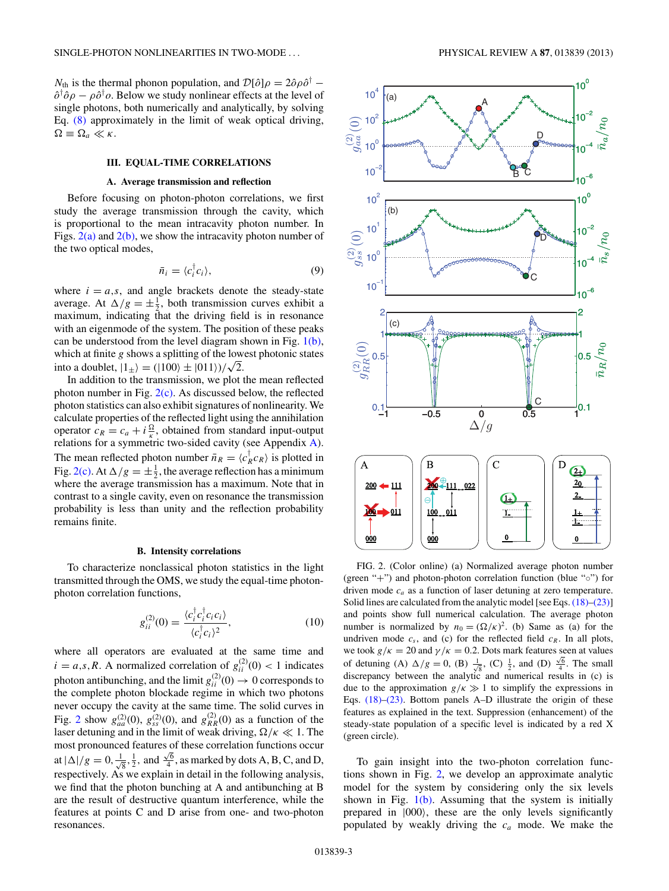$N_{\rm th}$ is the thermal phonon population, and $\mathcal{D}[\hat{o}]\rho = 2\hat{o}\rho\hat{o}^\dagger - \hat{o}^\dagger\hat{o}\rho - \rho\hat{o}^\dagger o$. Below we study nonlinear effects at the level of single photons, both numerically and analytically, by solving Eq. (8) approximately in the limit of weak optical driving, $\Omega \equiv \Omega_a \ll \kappa$.

## III. EQUAL-TIME CORRELATIONS

### A. Average transmission and reflection

Before focusing on photon-photon correlations, we first study the average transmission through the cavity, which is proportional to the mean intracavity photon number. In Figs. 2(a) and 2(b), we show the intracavity photon number of the two optical modes,

$$\bar{n}_i = \langle c_i^\dagger c_i \rangle, \tag{9}$$

where $i = a,s$, and angle brackets denote the steady-state average. At $\Delta/g = \pm\frac{1}{2}$, both transmission curves exhibit a maximum, indicating that the driving field is in resonance with an eigenmode of the system. The position of these peaks can be understood from the level diagram shown in Fig. 1(b), which at finite $g$ shows a splitting of the lowest photonic states into a doublet, $|1_\pm\rangle = (|100\rangle \pm |011\rangle)/\sqrt{2}$.

In addition to the transmission, we plot the mean reflected photon number in Fig. 2(c). As discussed below, the reflected photon statistics can also exhibit signatures of nonlinearity. We calculate properties of the reflected light using the annihilation operator $c_R = c_a + i\frac{\Omega}{\kappa}$, obtained from standard input-output relations for a symmetric two-sided cavity (see Appendix A). The mean reflected photon number $\bar{n}_R = \langle c_R^\dagger c_R \rangle$ is plotted in Fig. 2(c). At $\Delta/g = \pm\frac{1}{2}$, the average reflection has a minimum where the average transmission has a maximum. Note that in contrast to a single cavity, even on resonance the transmission probability is less than unity and the reflection probability remains finite.

### B. Intensity correlations

To characterize nonclassical photon statistics in the light transmitted through the OMS, we study the equal-time photon-photon correlation functions,

$$g_{ii}^{(2)}(0) = \frac{\langle c_i^\dagger c_i^\dagger c_i c_i \rangle}{\langle c_i^\dagger c_i \rangle^2}, \tag{10}$$

where all operators are evaluated at the same time and $i = a,s,R$. A normalized correlation of $g_{ii}^{(2)}(0) < 1$ indicates photon antibunching, and the limit $g_{ii}^{(2)}(0) \to 0$ corresponds to the complete photon blockade regime in which two photons never occupy the cavity at the same time. The solid curves in Fig. 2 show $g_{aa}^{(2)}(0)$, $g_{ss}^{(2)}(0)$, and $g_{RR}^{(2)}(0)$ as a function of the laser detuning and in the limit of weak driving, $\Omega/\kappa \ll 1$. The most pronounced features of these correlation functions occur at $|\Delta|/g = 0, \frac{1}{\sqrt{8}}, \frac{1}{2}$, and $\frac{\sqrt{6}}{4}$, as marked by dots A, B, C, and D, respectively. As we explain in detail in the following analysis, we find that the photon bunching at A and antibunching at B are the result of destructive quantum interference, while the features at points C and D arise from one- and two-photon resonances.

FIG. 2. (Color online) (a) Normalized average photon number (green "+") and photon-photon correlation function (blue "○") for driven mode $c_a$ as a function of laser detuning at zero temperature. Solid lines are calculated from the analytic model [see Eqs. (18)–(23)] and points show full numerical calculation. The average photon number is normalized by $n_0 = (\Omega/\kappa)^2$. (b) Same as (a) for the undriven mode $c_s$, and (c) for the reflected field $c_R$. In all plots, we took $g/\kappa = 20$ and $\gamma/\kappa = 0.2$. Dots mark features seen at values of detuning (A) $\Delta/g = 0$, (B) $\frac{1}{\sqrt{8}}$, (C) $\frac{1}{2}$, and (D) $\frac{\sqrt{6}}{4}$. The small discrepancy between the analytic and numerical results in (c) is due to the approximation $g/\kappa \gg 1$ to simplify the expressions in Eqs. (18)–(23). Bottom panels A–D illustrate the origin of these features as explained in the text. Suppression (enhancement) of the steady-state population of a specific level is indicated by a red X (green circle).

To gain insight into the two-photon correlation functions shown in Fig. 2, we develop an approximate analytic model for the system by considering only the six levels shown in Fig. 1(b). Assuming that the system is initially prepared in $|000\rangle$, these are the only levels significantly populated by weakly driving the $c_a$ mode. We make the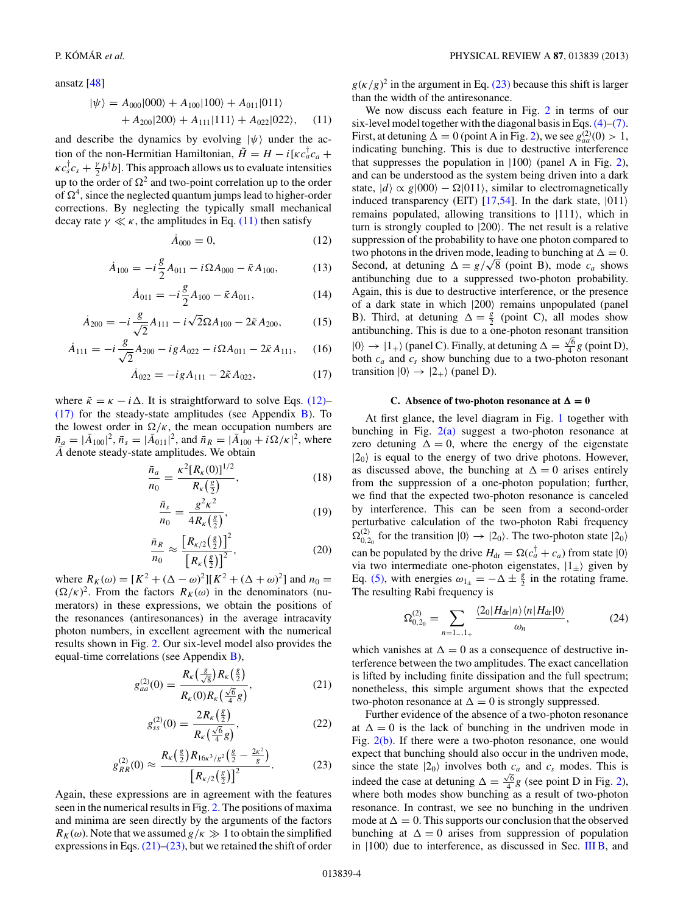ansatz [48]

$$|\psi\rangle = A_{000}|000\rangle + A_{100}|100\rangle + A_{011}|011\rangle + A_{200}|200\rangle + A_{111}|111\rangle + A_{022}|022\rangle, \quad (11)$$

and describe the dynamics by evolving $|\psi\rangle$ under the action of the non-Hermitian Hamiltonian, $\tilde{H} = H - i[\kappa c_a^\dagger c_a + \kappa c_s^\dagger c_s + \frac{\gamma}{2} b^\dagger b]$. This approach allows us to evaluate intensities up to the order of $\Omega^2$ and two-point correlation up to the order of $\Omega^4$, since the neglected quantum jumps lead to higher-order corrections. By neglecting the typically small mechanical decay rate $\gamma \ll \kappa$, the amplitudes in Eq. (11) then satisfy

$$\dot{A}_{000} = 0, \quad (12)$$

$$\dot{A}_{100} = -i\frac{g}{2}A_{011} - i\Omega A_{000} - \tilde{\kappa}A_{100}, \quad (13)$$

$$\dot{A}_{011} = -i\frac{g}{2}A_{100} - \tilde{\kappa}A_{011}, \quad (14)$$

$$\dot{A}_{200} = -i\frac{g}{\sqrt{2}}A_{111} - i\sqrt{2}\Omega A_{100} - 2\tilde{\kappa}A_{200}, \quad (15)$$

$$\dot{A}_{111} = -i\frac{g}{\sqrt{2}}A_{200} - igA_{022} - i\Omega A_{011} - 2\tilde{\kappa}A_{111}, \quad (16)$$

$$\dot{A}_{022} = -igA_{111} - 2\tilde{\kappa}A_{022}, \quad (17)$$

where $\tilde{\kappa} = \kappa - i\Delta$. It is straightforward to solve Eqs. (12)–(17) for the steady-state amplitudes (see Appendix B). To the lowest order in $\Omega/\kappa$, the mean occupation numbers are $\bar{n}_a = |\bar{A}_{100}|^2$, $\bar{n}_s = |\bar{A}_{011}|^2$, and $\bar{n}_R = |\bar{A}_{100} + i\Omega/\kappa|^2$, where $\bar{A}$ denote steady-state amplitudes. We obtain

$$\frac{\bar{n}_a}{n_0} = \frac{\kappa^2[R_\kappa(0)]^{1/2}}{R_\kappa\left(\frac{g}{2}\right)}, \quad (18)$$

$$\frac{\bar{n}_s}{n_0} = \frac{g^2\kappa^2}{4R_\kappa\left(\frac{g}{2}\right)}, \quad (19)$$

$$\frac{\bar{n}_R}{n_0} \approx \frac{\left[R_{\kappa/2}\left(\frac{g}{2}\right)\right]^2}{\left[R_\kappa\left(\frac{g}{2}\right)\right]^2}, \quad (20)$$

where $R_K(\omega) = [K^2 + (\Delta - \omega)^2][K^2 + (\Delta + \omega)^2]$ and $n_0 = (\Omega/\kappa)^2$. From the factors $R_K(\omega)$ in the denominators (numerators) in these expressions, we obtain the positions of the resonances (antiresonances) in the average intracavity photon numbers, in excellent agreement with the numerical results shown in Fig. 2. Our six-level model also provides the equal-time correlations (see Appendix B),

$$g_{aa}^{(2)}(0) = \frac{R_\kappa\left(\frac{g}{\sqrt{8}}\right)R_\kappa\left(\frac{g}{2}\right)}{R_\kappa(0)R_\kappa\left(\frac{\sqrt{6}}{4}g\right)}, \quad (21)$$

$$g_{ss}^{(2)}(0) = \frac{2R_\kappa\left(\frac{g}{2}\right)}{R_\kappa\left(\frac{\sqrt{6}}{4}g\right)}, \quad (22)$$

$$g_{RR}^{(2)}(0) \approx \frac{R_\kappa\left(\frac{g}{2}\right)R_{16\kappa^3/g^2}\left(\frac{g}{2} - \frac{2\kappa^2}{g}\right)}{\left[R_{\kappa/2}\left(\frac{g}{2}\right)\right]^2}. \quad (23)$$

Again, these expressions are in agreement with the features seen in the numerical results in Fig. 2. The positions of maxima and minima are seen directly by the arguments of the factors $R_K(\omega)$. Note that we assumed $g/\kappa \gg 1$ to obtain the simplified expressions in Eqs. (21)–(23), but we retained the shift of order $g(\kappa/g)^2$ in the argument in Eq. (23) because this shift is larger than the width of the antiresonance.

We now discuss each feature in Fig. 2 in terms of our six-level model together with the diagonal basis in Eqs. (4)–(7). First, at detuning $\Delta = 0$ (point A in Fig. 2), we see $g_{aa}^{(2)}(0) > 1$, indicating bunching. This is due to destructive interference that suppresses the population in $|100\rangle$ (panel A in Fig. 2), and can be understood as the system being driven into a dark state, $|d\rangle \propto g|000\rangle - \Omega|011\rangle$, similar to electromagnetically induced transparency (EIT) [17,54]. In the dark state, $|011\rangle$ remains populated, allowing transitions to $|111\rangle$, which in turn is strongly coupled to $|200\rangle$. The net result is a relative suppression of the probability to have one photon compared to two photons in the driven mode, leading to bunching at $\Delta = 0$. Second, at detuning $\Delta = g/\sqrt{8}$ (point B), mode $c_a$ shows antibunching due to a suppressed two-photon probability. Again, this is due to destructive interference, or the presence of a dark state in which $|200\rangle$ remains unpopulated (panel B). Third, at detuning $\Delta = \frac{g}{2}$ (point C), all modes show antibunching. This is due to a one-photon resonant transition $|0\rangle \rightarrow |1_+\rangle$ (panel C). Finally, at detuning $\Delta = \frac{\sqrt{6}}{4}g$ (point D), both $c_a$ and $c_s$ show bunching due to a two-photon resonant transition $|0\rangle \rightarrow |2_+\rangle$ (panel D).

### C. Absence of two-photon resonance at $\Delta = 0$

At first glance, the level diagram in Fig. 1 together with bunching in Fig. 2(a) suggest a two-photon resonance at zero detuning $\Delta = 0$, where the energy of the eigenstate $|2_0\rangle$ is equal to the energy of two drive photons. However, as discussed above, the bunching at $\Delta = 0$ arises entirely from the suppression of a one-photon population; further, we find that the expected two-photon resonance is canceled by interference. This can be seen from a second-order perturbative calculation of the two-photon Rabi frequency $\Omega_{0,2_0}^{(2)}$ for the transition $|0\rangle \rightarrow |2_0\rangle$. The two-photon state $|2_0\rangle$ can be populated by the drive $H_{\rm dr} = \Omega(c_a^\dagger + c_a)$ from state $|0\rangle$ via two intermediate one-photon eigenstates, $|1_\pm\rangle$ given by Eq. (5), with energies $\omega_{1_\pm} = -\Delta \pm \frac{g}{2}$ in the rotating frame. The resulting Rabi frequency is

$$\Omega_{0,2_0}^{(2)} = \sum_{n=1_-,1_+} \frac{\langle 2_0|H_{\rm dr}|n\rangle\langle n|H_{\rm dr}|0\rangle}{\omega_n}, \quad (24)$$

which vanishes at $\Delta = 0$ as a consequence of destructive interference between the two amplitudes. The exact cancellation is lifted by including finite dissipation and the full spectrum; nonetheless, this simple argument shows that the expected two-photon resonance at $\Delta = 0$ is strongly suppressed.

Further evidence of the absence of a two-photon resonance at $\Delta = 0$ is the lack of bunching in the undriven mode in Fig. 2(b). If there were a two-photon resonance, one would expect that bunching should also occur in the undriven mode, since the state $|2_0\rangle$ involves both $c_a$ and $c_s$ modes. This is indeed the case at detuning $\Delta = \frac{\sqrt{6}}{4}g$ (see point D in Fig. 2), where both modes show bunching as a result of two-photon resonance. In contrast, we see no bunching in the undriven mode at $\Delta = 0$. This supports our conclusion that the observed bunching at $\Delta = 0$ arises from suppression of population in $|100\rangle$ due to interference, as discussed in Sec. III B, and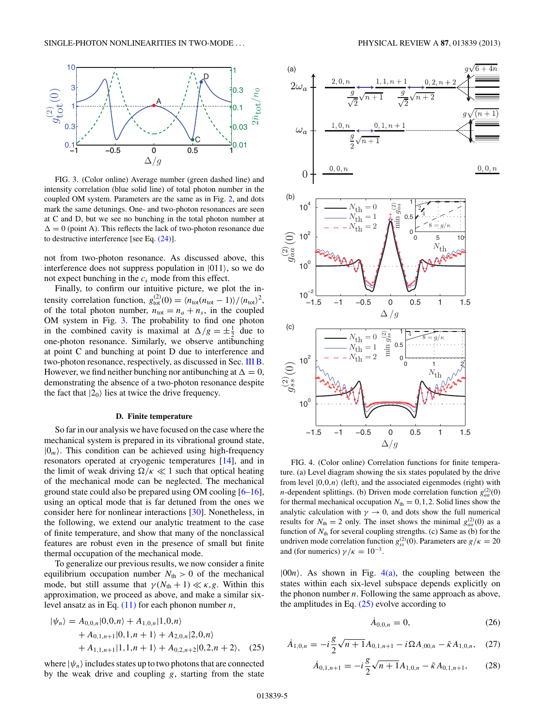FIG. 3. (Color online) Average number (green dashed line) and intensity correlation (blue solid line) of total photon number in the coupled OM system. Parameters are the same as in Fig. 2, and dots mark the same detunings. One- and two-photon resonances are seen at C and D, but we see no bunching in the total photon number at $\Delta = 0$ (point A). This reflects the lack of two-photon resonance due to destructive interference [see Eq. (24)].

not from two-photon resonance. As discussed above, this interference does not suppress population in $|011\rangle$, so we do not expect bunching in the $c_s$ mode from this effect.

Finally, to confirm our intuitive picture, we plot the intensity correlation function, $g^{(2)}_{\rm tot}(0) = \langle n_{\rm tot}(n_{\rm tot}-1)\rangle/\langle n_{\rm tot}\rangle^2$, of the total photon number, $n_{\rm tot} = n_a + n_s$, in the coupled OM system in Fig. 3. The probability to find one photon in the combined cavity is maximal at $\Delta/g = \pm\frac{1}{2}$ due to one-photon resonance. Similarly, we observe antibunching at point C and bunching at point D due to interference and two-photon resonance, respectively, as discussed in Sec. III B. However, we find neither bunching nor antibunching at $\Delta = 0$, demonstrating the absence of a two-photon resonance despite the fact that $|2_0\rangle$ lies at twice the drive frequency.

### D. Finite temperature

So far in our analysis we have focused on the case where the mechanical system is prepared in its vibrational ground state, $|0_m\rangle$. This condition can be achieved using high-frequency resonators operated at cryogenic temperatures [14], and in the limit of weak driving $\Omega/\kappa \ll 1$ such that optical heating of the mechanical mode can be neglected. The mechanical ground state could also be prepared using OM cooling [6–16], using an optical mode that is far detuned from the ones we consider here for nonlinear interactions [30]. Nonetheless, in the following, we extend our analytic treatment to the case of finite temperature, and show that many of the nonclassical features are robust even in the presence of small but finite thermal occupation of the mechanical mode.

To generalize our previous results, we now consider a finite equilibrium occupation number $N_{\rm th} > 0$ of the mechanical mode, but still assume that $\gamma(N_{\rm th}+1) \ll \kappa, g$. Within this approximation, we proceed as above, and make a similar six-level ansatz as in Eq. (11) for each phonon number $n$,

$$
\begin{aligned}
|\psi_n\rangle = {} & A_{0,0,n}|0,0,n\rangle + A_{1,0,n}|1,0,n\rangle \\
& + A_{0,1,n+1}|0,1,n+1\rangle + A_{2,0,n}|2,0,n\rangle \\
& + A_{1,1,n+1}|1,1,n+1\rangle + A_{0,2,n+2}|0,2,n+2\rangle, \quad (25)
\end{aligned}
$$

where $|\psi_n\rangle$ includes states up to two photons that are connected by the weak drive and coupling $g$, starting from the state $|00n\rangle$. As shown in Fig. 4(a), the coupling between the states within each six-level subspace depends explicitly on the phonon number $n$. Following the same approach as above, the amplitudes in Eq. (25) evolve according to

$$\dot{A}_{0,0,n} = 0, \quad (26)$$

$$\dot{A}_{1,0,n} = -i\frac{g}{2}\sqrt{n+1}A_{0,1,n+1} - i\Omega A_{,00,n} - \tilde{\kappa}A_{1,0,n}, \quad (27)$$

$$\dot{A}_{0,1,n+1} = -i\frac{g}{2}\sqrt{n+1}A_{1,0,n} - \tilde{\kappa}A_{0,1,n+1}, \quad (28)$$

FIG. 4. (Color online) Correlation functions for finite temperature. (a) Level diagram showing the six states populated by the drive from level $|0,0,n\rangle$ (left), and the associated eigenmodes (right) with $n$-dependent splittings. (b) Driven mode correlation function $g^{(2)}_{aa}(0)$ for thermal mechanical occupation $N_{\rm th} = 0,1,2$. Solid lines show the analytic calculation with $\gamma \to 0$, and dots show the full numerical results for $N_{\rm th} = 2$ only. The inset shows the minimal $g^{(2)}_{aa}(0)$ as a function of $N_{\rm th}$ for several coupling strengths. (c) Same as (b) for the undriven mode correlation function $g^{(2)}_{ss}(0)$. Parameters are $g/\kappa = 20$ and (for numerics) $\gamma/\kappa = 10^{-3}$.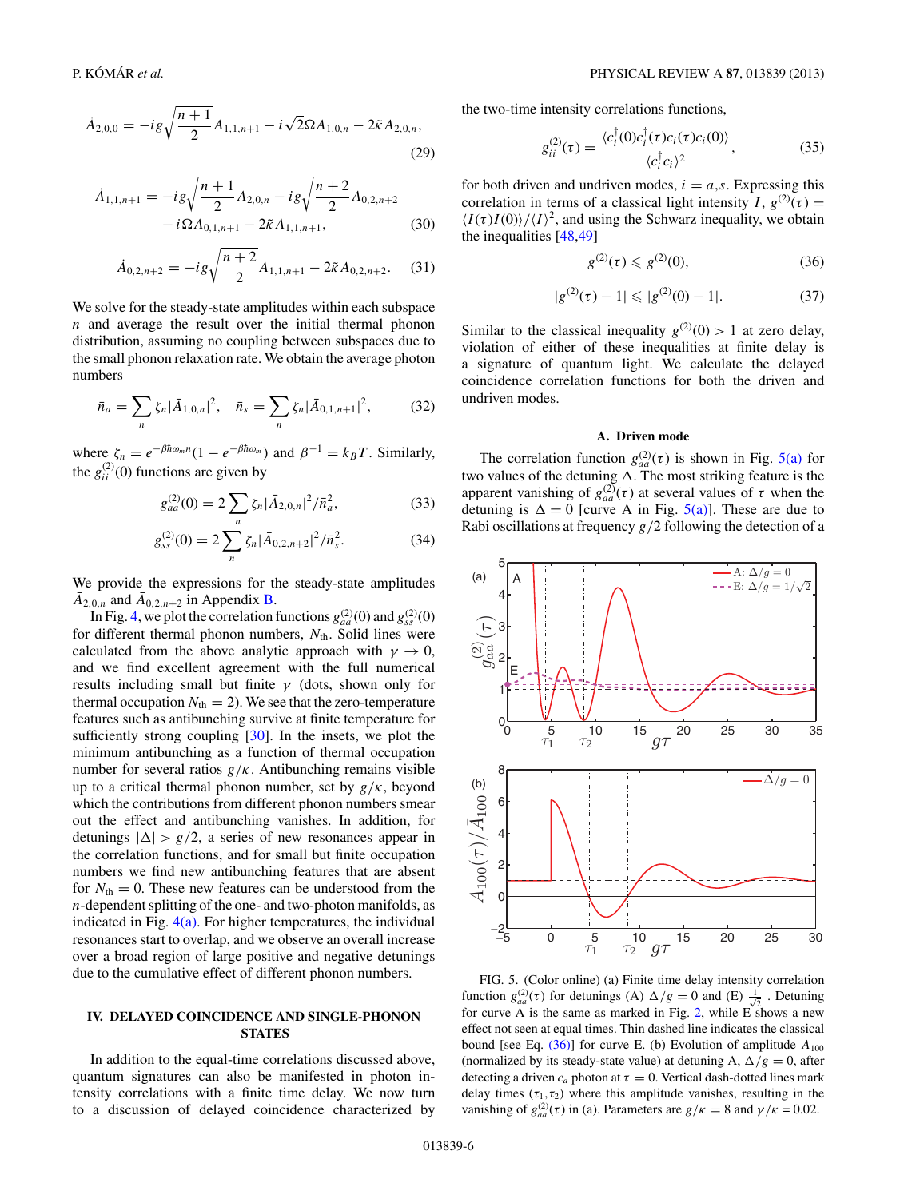$$\dot{A}_{2,0,0} = -ig\sqrt{\frac{n+1}{2}}A_{1,1,n+1} - i\sqrt{2}\Omega A_{1,0,n} - 2\tilde{\kappa}A_{2,0,n}, \tag{29}$$

$$\dot{A}_{1,1,n+1} = -ig\sqrt{\frac{n+1}{2}}A_{2,0,n} - ig\sqrt{\frac{n+2}{2}}A_{0,2,n+2} - i\Omega A_{0,1,n+1} - 2\tilde{\kappa}A_{1,1,n+1}, \tag{30}$$

$$\dot{A}_{0,2,n+2} = -ig\sqrt{\frac{n+2}{2}}A_{1,1,n+1} - 2\tilde{\kappa}A_{0,2,n+2}. \tag{31}$$

We solve for the steady-state amplitudes within each subspace $n$ and average the result over the initial thermal phonon distribution, assuming no coupling between subspaces due to the small phonon relaxation rate. We obtain the average photon numbers

$$\bar{n}_a = \sum_n \zeta_n |\bar{A}_{1,0,n}|^2, \quad \bar{n}_s = \sum_n \zeta_n |\bar{A}_{0,1,n+1}|^2, \tag{32}$$

where $\zeta_n = e^{-\beta\hbar\omega_m n}(1 - e^{-\beta\hbar\omega_m})$ and $\beta^{-1} = k_B T$. Similarly, the $g_{ii}^{(2)}(0)$ functions are given by

$$g_{aa}^{(2)}(0) = 2\sum_n \zeta_n |\bar{A}_{2,0,n}|^2/\bar{n}_a^2, \tag{33}$$

$$g_{ss}^{(2)}(0) = 2\sum_n \zeta_n |\bar{A}_{0,2,n+2}|^2/\bar{n}_s^2. \tag{34}$$

We provide the expressions for the steady-state amplitudes $\bar{A}_{2,0,n}$ and $\bar{A}_{0,2,n+2}$ in Appendix B.

In Fig. 4, we plot the correlation functions $g_{aa}^{(2)}(0)$ and $g_{ss}^{(2)}(0)$ for different thermal phonon numbers, $N_{\text{th}}$. Solid lines were calculated from the above analytic approach with $\gamma \to 0$, and we find excellent agreement with the full numerical results including small but finite $\gamma$ (dots, shown only for thermal occupation $N_{\text{th}} = 2$). We see that the zero-temperature features such as antibunching survive at finite temperature for sufficiently strong coupling [30]. In the insets, we plot the minimum antibunching as a function of thermal occupation number for several ratios $g/\kappa$. Antibunching remains visible up to a critical thermal phonon number, set by $g/\kappa$, beyond which the contributions from different phonon numbers smear out the effect and antibunching vanishes. In addition, for detunings $|\Delta| > g/2$, a series of new resonances appear in the correlation functions, and for small but finite occupation numbers we find new antibunching features that are absent for $N_{\text{th}} = 0$. These new features can be understood from the $n$-dependent splitting of the one- and two-photon manifolds, as indicated in Fig. 4(a). For higher temperatures, the individual resonances start to overlap, and we observe an overall increase over a broad region of large positive and negative detunings due to the cumulative effect of different phonon numbers.

## IV. DELAYED COINCIDENCE AND SINGLE-PHONON STATES

In addition to the equal-time correlations discussed above, quantum signatures can also be manifested in photon intensity correlations with a finite time delay. We now turn to a discussion of delayed coincidence characterized by the two-time intensity correlations functions,

$$g_{ii}^{(2)}(\tau) = \frac{\langle c_i^\dagger(0)c_i^\dagger(\tau)c_i(\tau)c_i(0)\rangle}{\langle c_i^\dagger c_i\rangle^2}, \tag{35}$$

for both driven and undriven modes, $i = a,s$. Expressing this correlation in terms of a classical light intensity $I$, $g^{(2)}(\tau) = \langle I(\tau)I(0)\rangle/\langle I\rangle^2$, and using the Schwarz inequality, we obtain the inequalities [48,49]

$$g^{(2)}(\tau) \leqslant g^{(2)}(0), \tag{36}$$

$$|g^{(2)}(\tau) - 1| \leqslant |g^{(2)}(0) - 1|. \tag{37}$$

Similar to the classical inequality $g^{(2)}(0) > 1$ at zero delay, violation of either of these inequalities at finite delay is a signature of quantum light. We calculate the delayed coincidence correlation functions for both the driven and undriven modes.

### A. Driven mode

The correlation function $g_{aa}^{(2)}(\tau)$ is shown in Fig. 5(a) for two values of the detuning $\Delta$. The most striking feature is the apparent vanishing of $g_{aa}^{(2)}(\tau)$ at several values of $\tau$ when the detuning is $\Delta = 0$ [curve A in Fig. 5(a)]. These are due to Rabi oscillations at frequency $g/2$ following the detection of a

FIG. 5. (Color online) (a) Finite time delay intensity correlation function $g_{aa}^{(2)}(\tau)$ for detunings (A) $\Delta/g = 0$ and (E) $\frac{1}{\sqrt{2}}$. Detuning for curve A is the same as marked in Fig. 2, while E shows a new effect not seen at equal times. Thin dashed line indicates the classical bound [see Eq. (36)] for curve E. (b) Evolution of amplitude $A_{100}$ (normalized by its steady-state value) at detuning A, $\Delta/g = 0$, after detecting a driven $c_a$ photon at $\tau = 0$. Vertical dash-dotted lines mark delay times $(\tau_1,\tau_2)$ where this amplitude vanishes, resulting in the vanishing of $g_{aa}^{(2)}(\tau)$ in (a). Parameters are $g/\kappa = 8$ and $\gamma/\kappa = 0.02$.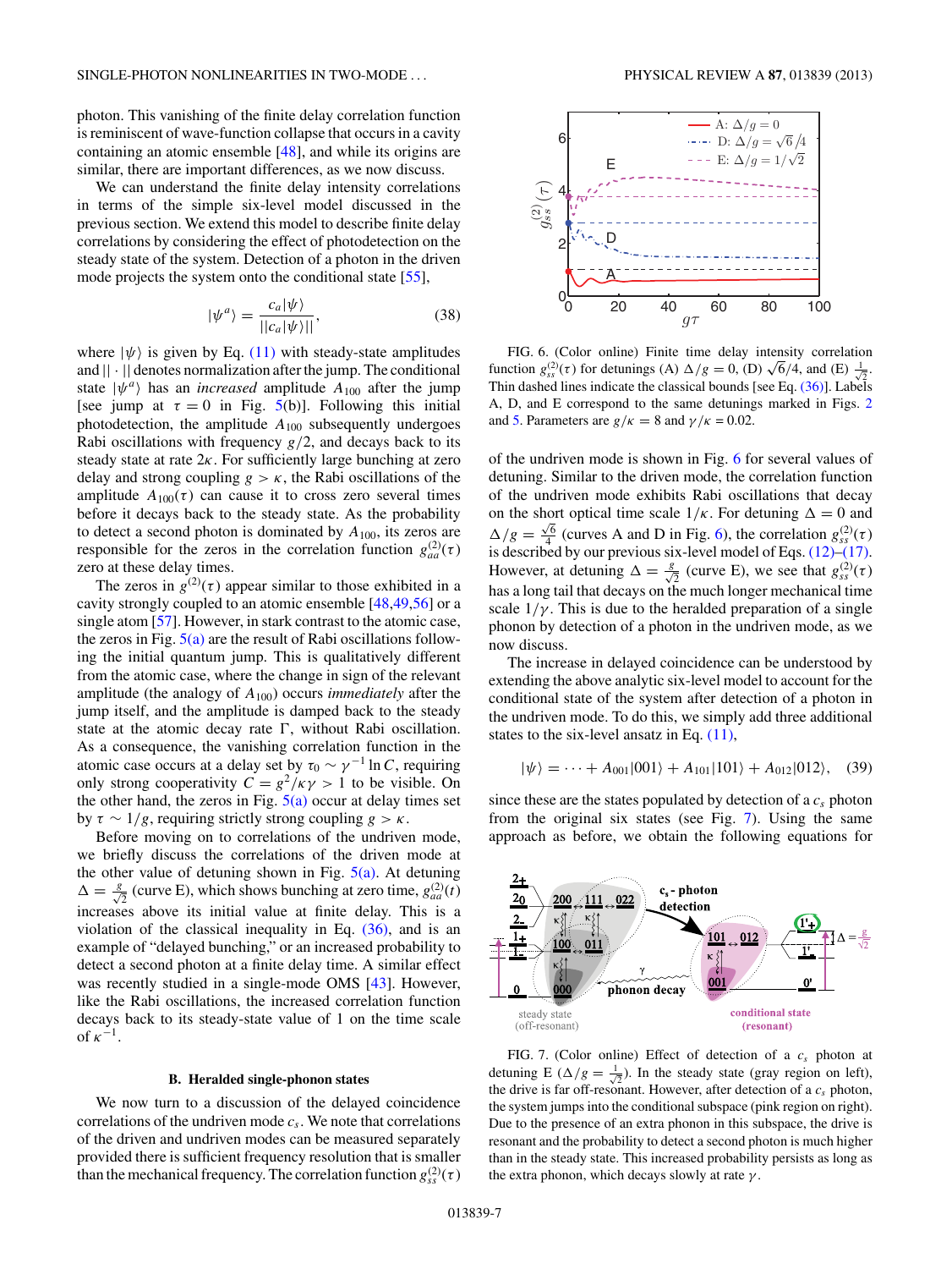photon. This vanishing of the finite delay correlation function is reminiscent of wave-function collapse that occurs in a cavity containing an atomic ensemble [48], and while its origins are similar, there are important differences, as we now discuss.

We can understand the finite delay intensity correlations in terms of the simple six-level model discussed in the previous section. We extend this model to describe finite delay correlations by considering the effect of photodetection on the steady state of the system. Detection of a photon in the driven mode projects the system onto the conditional state [55],

$$|\psi^a\rangle = \frac{c_a|\psi\rangle}{||c_a|\psi\rangle||}, \tag{38}$$

where $|\psi\rangle$ is given by Eq. (11) with steady-state amplitudes and $||\cdot||$ denotes normalization after the jump. The conditional state $|\psi^a\rangle$ has an *increased* amplitude $A_{100}$ after the jump [see jump at $\tau = 0$ in Fig. 5(b)]. Following this initial photodetection, the amplitude $A_{100}$ subsequently undergoes Rabi oscillations with frequency $g/2$, and decays back to its steady state at rate $2\kappa$. For sufficiently large bunching at zero delay and strong coupling $g > \kappa$, the Rabi oscillations of the amplitude $A_{100}(\tau)$ can cause it to cross zero several times before it decays back to the steady state. As the probability to detect a second photon is dominated by $A_{100}$, its zeros are responsible for the zeros in the correlation function $g^{(2)}_{aa}(\tau)$ zero at these delay times.

The zeros in $g^{(2)}(\tau)$ appear similar to those exhibited in a cavity strongly coupled to an atomic ensemble [48,49,56] or a single atom [57]. However, in stark contrast to the atomic case, the zeros in Fig. 5(a) are the result of Rabi oscillations following the initial quantum jump. This is qualitatively different from the atomic case, where the change in sign of the relevant amplitude (the analogy of $A_{100}$) occurs *immediately* after the jump itself, and the amplitude is damped back to the steady state at the atomic decay rate $\Gamma$, without Rabi oscillation. As a consequence, the vanishing correlation function in the atomic case occurs at a delay set by $\tau_0 \sim \gamma^{-1} \ln C$, requiring only strong cooperativity $C = g^2/\kappa\gamma > 1$ to be visible. On the other hand, the zeros in Fig. 5(a) occur at delay times set by $\tau \sim 1/g$, requiring strictly strong coupling $g > \kappa$.

Before moving on to correlations of the undriven mode, we briefly discuss the correlations of the driven mode at the other value of detuning shown in Fig. 5(a). At detuning $\Delta = \frac{g}{\sqrt{2}}$ (curve E), which shows bunching at zero time, $g^{(2)}_{aa}(t)$ increases above its initial value at finite delay. This is a violation of the classical inequality in Eq. (36), and is an example of "delayed bunching," or an increased probability to detect a second photon at a finite delay time. A similar effect was recently studied in a single-mode OMS [43]. However, like the Rabi oscillations, the increased correlation function decays back to its steady-state value of 1 on the time scale of $\kappa^{-1}$.

### B. Heralded single-phonon states

We now turn to a discussion of the delayed coincidence correlations of the undriven mode $c_s$. We note that correlations of the driven and undriven modes can be measured separately provided there is sufficient frequency resolution that is smaller than the mechanical frequency. The correlation function $g^{(2)}_{ss}(\tau)$ of the undriven mode is shown in Fig. 6 for several values of detuning. Similar to the driven mode, the correlation function of the undriven mode exhibits Rabi oscillations that decay on the short optical time scale $1/\kappa$. For detuning $\Delta = 0$ and $\Delta/g = \frac{\sqrt{6}}{4}$ (curves A and D in Fig. 6), the correlation $g^{(2)}_{ss}(\tau)$ is described by our previous six-level model of Eqs. (12)–(17). However, at detuning $\Delta = \frac{g}{\sqrt{2}}$ (curve E), we see that $g^{(2)}_{ss}(\tau)$ has a long tail that decays on the much longer mechanical time scale $1/\gamma$. This is due to the heralded preparation of a single phonon by detection of a photon in the undriven mode, as we now discuss.

FIG. 6. (Color online) Finite time delay intensity correlation function $g^{(2)}_{ss}(\tau)$ for detunings (A) $\Delta/g = 0$, (D) $\sqrt{6}/4$, and (E) $\frac{1}{\sqrt{2}}$. Thin dashed lines indicate the classical bounds [see Eq. (36)]. Labels A, D, and E correspond to the same detunings marked in Figs. 2 and 5. Parameters are $g/\kappa = 8$ and $\gamma/\kappa = 0.02$.

The increase in delayed coincidence can be understood by extending the above analytic six-level model to account for the conditional state of the system after detection of a photon in the undriven mode. To do this, we simply add three additional states to the six-level ansatz in Eq. (11),

$$|\psi\rangle = \cdots + A_{001}|001\rangle + A_{101}|101\rangle + A_{012}|012\rangle, \tag{39}$$

since these are the states populated by detection of a $c_s$ photon from the original six states (see Fig. 7). Using the same approach as before, we obtain the following equations for

FIG. 7. (Color online) Effect of detection of a $c_s$ photon at detuning E ($\Delta/g = \frac{1}{\sqrt{2}}$). In the steady state (gray region on left), the drive is far off-resonant. However, after detection of a $c_s$ photon, the system jumps into the conditional subspace (pink region on right). Due to the presence of an extra phonon in this subspace, the drive is resonant and the probability to detect a second photon is much higher than in the steady state. This increased probability persists as long as the extra phonon, which decays slowly at rate $\gamma$.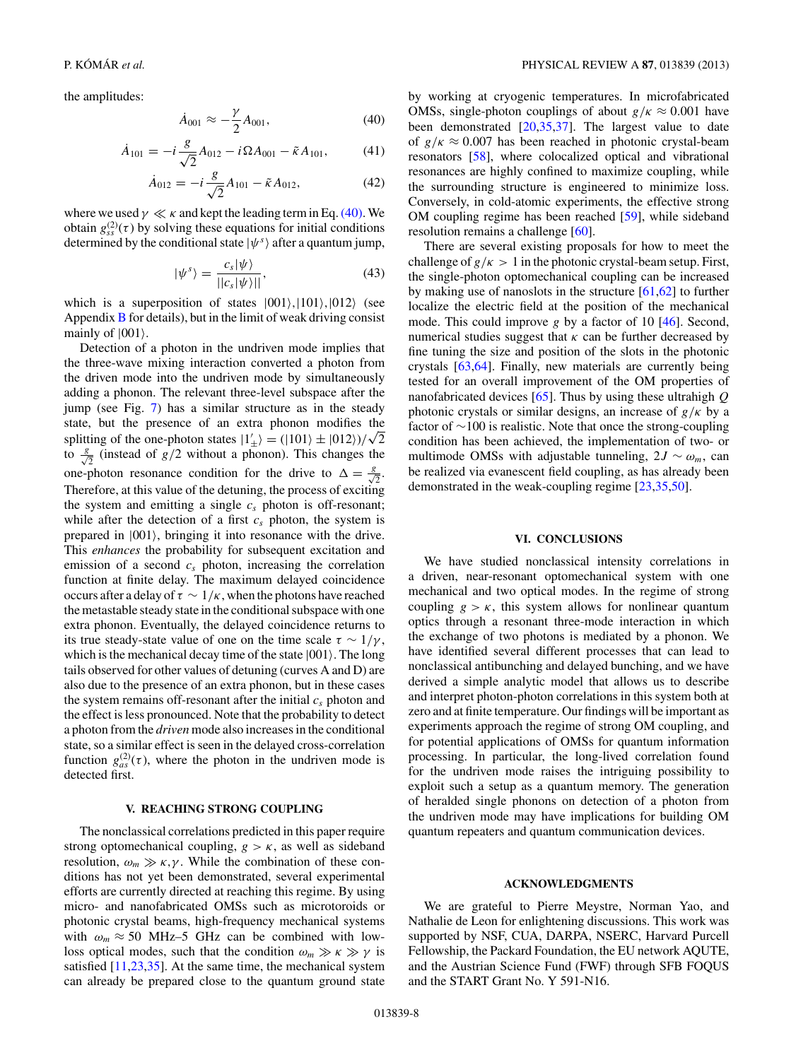the amplitudes:

$$\dot{A}_{001} \approx -\frac{\gamma}{2} A_{001}, \tag{40}$$

$$\dot{A}_{101} = -i\frac{g}{\sqrt{2}} A_{012} - i\Omega A_{001} - \tilde{\kappa} A_{101}, \tag{41}$$

$$\dot{A}_{012} = -i\frac{g}{\sqrt{2}} A_{101} - \tilde{\kappa} A_{012}, \tag{42}$$

where we used $\gamma \ll \kappa$ and kept the leading term in Eq. (40). We obtain $g_{ss}^{(2)}(\tau)$ by solving these equations for initial conditions determined by the conditional state $|\psi^s\rangle$ after a quantum jump,

$$|\psi^s\rangle = \frac{c_s|\psi\rangle}{||c_s|\psi\rangle||}, \tag{43}$$

which is a superposition of states $|001\rangle$,$|101\rangle$,$|012\rangle$ (see Appendix B for details), but in the limit of weak driving consist mainly of $|001\rangle$.

Detection of a photon in the undriven mode implies that the three-wave mixing interaction converted a photon from the driven mode into the undriven mode by simultaneously adding a phonon. The relevant three-level subspace after the jump (see Fig. 7) has a similar structure as in the steady state, but the presence of an extra phonon modifies the splitting of the one-photon states $|1'_{\pm}\rangle = (|101\rangle \pm |012\rangle)/\sqrt{2}$ to $\frac{g}{\sqrt{2}}$ (instead of $g/2$ without a phonon). This changes the one-photon resonance condition for the drive to $\Delta = \frac{g}{\sqrt{2}}$. Therefore, at this value of the detuning, the process of exciting the system and emitting a single $c_s$ photon is off-resonant; while after the detection of a first $c_s$ photon, the system is prepared in $|001\rangle$, bringing it into resonance with the drive. This *enhances* the probability for subsequent excitation and emission of a second $c_s$ photon, increasing the correlation function at finite delay. The maximum delayed coincidence occurs after a delay of $\tau \sim 1/\kappa$, when the photons have reached the metastable steady state in the conditional subspace with one extra phonon. Eventually, the delayed coincidence returns to its true steady-state value of one on the time scale $\tau \sim 1/\gamma$, which is the mechanical decay time of the state $|001\rangle$. The long tails observed for other values of detuning (curves A and D) are also due to the presence of an extra phonon, but in these cases the system remains off-resonant after the initial $c_s$ photon and the effect is less pronounced. Note that the probability to detect a photon from the *driven* mode also increases in the conditional state, so a similar effect is seen in the delayed cross-correlation function $g_{as}^{(2)}(\tau)$, where the photon in the undriven mode is detected first.

## V. REACHING STRONG COUPLING

The nonclassical correlations predicted in this paper require strong optomechanical coupling, $g > \kappa$, as well as sideband resolution, $\omega_m \gg \kappa,\gamma$. While the combination of these conditions has not yet been demonstrated, several experimental efforts are currently directed at reaching this regime. By using micro- and nanofabricated OMSs such as microtoroids or photonic crystal beams, high-frequency mechanical systems with $\omega_m \approx 50$ MHz–5 GHz can be combined with low-loss optical modes, such that the condition $\omega_m \gg \kappa \gg \gamma$ is satisfied [11,23,35]. At the same time, the mechanical system can already be prepared close to the quantum ground state by working at cryogenic temperatures. In microfabricated OMSs, single-photon couplings of about $g/\kappa \approx 0.001$ have been demonstrated [20,35,37]. The largest value to date of $g/\kappa \approx 0.007$ has been reached in photonic crystal-beam resonators [58], where colocalized optical and vibrational resonances are highly confined to maximize coupling, while the surrounding structure is engineered to minimize loss. Conversely, in cold-atomic experiments, the effective strong OM coupling regime has been reached [59], while sideband resolution remains a challenge [60].

There are several existing proposals for how to meet the challenge of $g/\kappa > 1$ in the photonic crystal-beam setup. First, the single-photon optomechanical coupling can be increased by making use of nanoslots in the structure [61,62] to further localize the electric field at the position of the mechanical mode. This could improve $g$ by a factor of 10 [46]. Second, numerical studies suggest that $\kappa$ can be further decreased by fine tuning the size and position of the slots in the photonic crystals [63,64]. Finally, new materials are currently being tested for an overall improvement of the OM properties of nanofabricated devices [65]. Thus by using these ultrahigh $Q$ photonic crystals or similar designs, an increase of $g/\kappa$ by a factor of $\sim$100 is realistic. Note that once the strong-coupling condition has been achieved, the implementation of two- or multimode OMSs with adjustable tunneling, $2J \sim \omega_m$, can be realized via evanescent field coupling, as has already been demonstrated in the weak-coupling regime [23,35,50].

## VI. CONCLUSIONS

We have studied nonclassical intensity correlations in a driven, near-resonant optomechanical system with one mechanical and two optical modes. In the regime of strong coupling $g > \kappa$, this system allows for nonlinear quantum optics through a resonant three-mode interaction in which the exchange of two photons is mediated by a phonon. We have identified several different processes that can lead to nonclassical antibunching and delayed bunching, and we have derived a simple analytic model that allows us to describe and interpret photon-photon correlations in this system both at zero and at finite temperature. Our findings will be important as experiments approach the regime of strong OM coupling, and for potential applications of OMSs for quantum information processing. In particular, the long-lived correlation found for the undriven mode raises the intriguing possibility to exploit such a setup as a quantum memory. The generation of heralded single phonons on detection of a photon from the undriven mode may have implications for building OM quantum repeaters and quantum communication devices.

## ACKNOWLEDGMENTS

We are grateful to Pierre Meystre, Norman Yao, and Nathalie de Leon for enlightening discussions. This work was supported by NSF, CUA, DARPA, NSERC, Harvard Purcell Fellowship, the Packard Foundation, the EU network AQUTE, and the Austrian Science Fund (FWF) through SFB FOQUS and the START Grant No. Y 591-N16.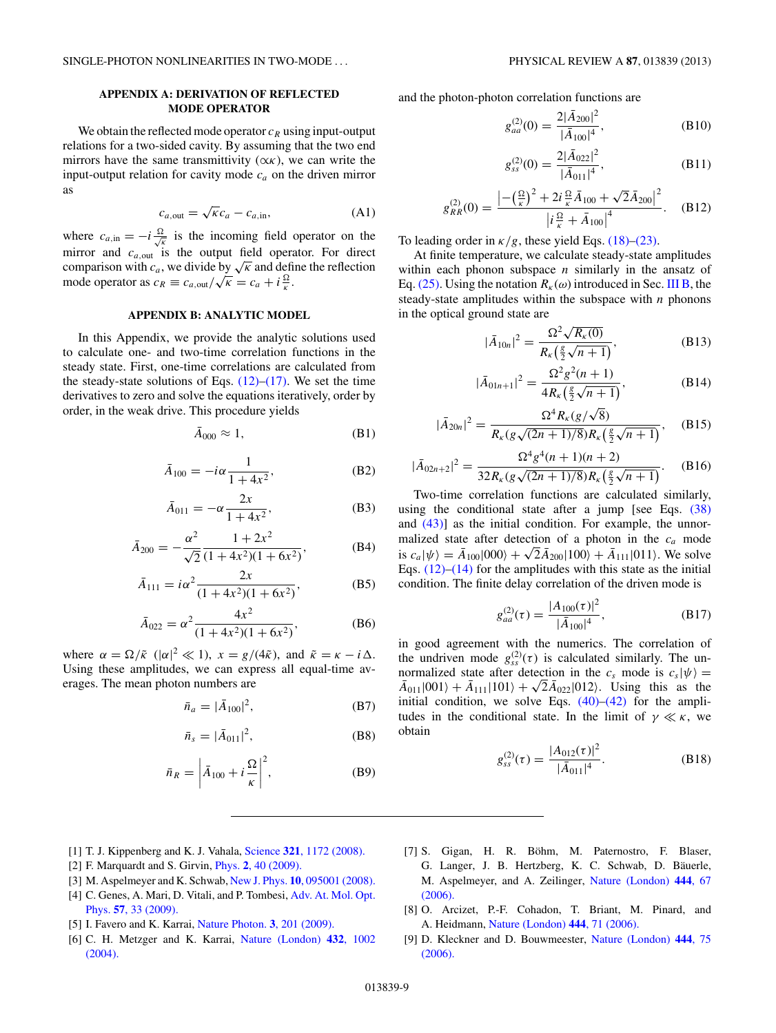## APPENDIX A: DERIVATION OF REFLECTED MODE OPERATOR

We obtain the reflected mode operator $c_R$ using input-output relations for a two-sided cavity. By assuming that the two end mirrors have the same transmittivity ($\propto\kappa$), we can write the input-output relation for cavity mode $c_a$ on the driven mirror as

$$c_{a,\text{out}} = \sqrt{\kappa}c_a - c_{a,\text{in}}, \tag{A1}$$

where $c_{a,\text{in}} = -i\frac{\Omega}{\sqrt{\kappa}}$ is the incoming field operator on the mirror and $c_{a,\text{out}}$ is the output field operator. For direct comparison with $c_a$, we divide by $\sqrt{\kappa}$ and define the reflection mode operator as $c_R \equiv c_{a,\text{out}}/\sqrt{\kappa} = c_a + i\frac{\Omega}{\kappa}$.

## APPENDIX B: ANALYTIC MODEL

In this Appendix, we provide the analytic solutions used to calculate one- and two-time correlation functions in the steady state. First, one-time correlations are calculated from the steady-state solutions of Eqs. (12)–(17). We set the time derivatives to zero and solve the equations iteratively, order by order, in the weak drive. This procedure yields

$$\bar{A}_{000} \approx 1, \tag{B1}$$

$$\bar{A}_{100} = -i\alpha\frac{1}{1+4x^2}, \tag{B2}$$

$$\bar{A}_{011} = -\alpha\frac{2x}{1+4x^2}, \tag{B3}$$

$$\bar{A}_{200} = -\frac{\alpha^2}{\sqrt{2}}\frac{1+2x^2}{(1+4x^2)(1+6x^2)}, \tag{B4}$$

$$\bar{A}_{111} = i\alpha^2\frac{2x}{(1+4x^2)(1+6x^2)}, \tag{B5}$$

$$\bar{A}_{022} = \alpha^2\frac{4x^2}{(1+4x^2)(1+6x^2)}, \tag{B6}$$

where $\alpha = \Omega/\tilde{\kappa}$ ($|\alpha|^2 \ll 1$), $x = g/(4\tilde{\kappa})$, and $\tilde{\kappa} = \kappa - i\Delta$. Using these amplitudes, we can express all equal-time averages. The mean photon numbers are

$$\bar{n}_a = |\bar{A}_{100}|^2, \tag{B7}$$

$$\bar{n}_s = |\bar{A}_{011}|^2, \tag{B8}$$

$$\bar{n}_R = \left|\bar{A}_{100} + i\frac{\Omega}{\kappa}\right|^2, \tag{B9}$$

and the photon-photon correlation functions are

$$g_{aa}^{(2)}(0) = \frac{2|\bar{A}_{200}|^2}{|\bar{A}_{100}|^4}, \tag{B10}$$

$$g_{ss}^{(2)}(0) = \frac{2|\bar{A}_{022}|^2}{|\bar{A}_{011}|^4}, \tag{B11}$$

$$g_{RR}^{(2)}(0) = \frac{\left|-\left(\frac{\Omega}{\kappa}\right)^2 + 2i\frac{\Omega}{\kappa}\bar{A}_{100} + \sqrt{2}\bar{A}_{200}\right|^2}{\left|i\frac{\Omega}{\kappa} + \bar{A}_{100}\right|^4}. \tag{B12}$$

To leading order in $\kappa/g$, these yield Eqs. (18)–(23).

At finite temperature, we calculate steady-state amplitudes within each phonon subspace $n$ similarly in the ansatz of Eq. (25). Using the notation $R_\kappa(\omega)$ introduced in Sec. III B, the steady-state amplitudes within the subspace with $n$ phonons in the optical ground state are

$$|\bar{A}_{10n}|^2 = \frac{\Omega^2\sqrt{R_\kappa(0)}}{R_\kappa\left(\frac{g}{2}\sqrt{n+1}\right)}, \tag{B13}$$

$$|\bar{A}_{01n+1}|^2 = \frac{\Omega^2 g^2(n+1)}{4R_\kappa\left(\frac{g}{2}\sqrt{n+1}\right)}, \tag{B14}$$

$$|\bar{A}_{20n}|^2 = \frac{\Omega^4 R_\kappa(g/\sqrt{8})}{R_\kappa(g\sqrt{(2n+1)/8})R_\kappa\left(\frac{g}{2}\sqrt{n+1}\right)}, \tag{B15}$$

$$|\bar{A}_{02n+2}|^2 = \frac{\Omega^4 g^4(n+1)(n+2)}{32R_\kappa(g\sqrt{(2n+1)/8})R_\kappa\left(\frac{g}{2}\sqrt{n+1}\right)}. \tag{B16}$$

Two-time correlation functions are calculated similarly, using the conditional state after a jump [see Eqs. (38) and (43)] as the initial condition. For example, the unnormalized state after detection of a photon in the $c_a$ mode is $c_a|\psi\rangle = \bar{A}_{100}|000\rangle + \sqrt{2}\bar{A}_{200}|100\rangle + \bar{A}_{111}|011\rangle$. We solve Eqs. (12)–(14) for the amplitudes with this state as the initial condition. The finite delay correlation of the driven mode is

$$g_{aa}^{(2)}(\tau) = \frac{|A_{100}(\tau)|^2}{|\bar{A}_{100}|^4}, \tag{B17}$$

in good agreement with the numerics. The correlation of the undriven mode $g_{ss}^{(2)}(\tau)$ is calculated similarly. The unnormalized state after detection in the $c_s$ mode is $c_s|\psi\rangle = \bar{A}_{011}|001\rangle + \bar{A}_{111}|101\rangle + \sqrt{2}\bar{A}_{022}|012\rangle$. Using this as the initial condition, we solve Eqs. (40)–(42) for the amplitudes in the conditional state. In the limit of $\gamma \ll \kappa$, we obtain

$$g_{ss}^{(2)}(\tau) = \frac{|A_{012}(\tau)|^2}{|\bar{A}_{011}|^4}. \tag{B18}$$

---

[1] T. J. Kippenberg and K. J. Vahala, Science **321**, 1172 (2008).

[2] F. Marquardt and S. Girvin, Phys. **2**, 40 (2009).

[3] M. Aspelmeyer and K. Schwab, New J. Phys. **10**, 095001 (2008).

[4] C. Genes, A. Mari, D. Vitali, and P. Tombesi, Adv. At. Mol. Opt. Phys. **57**, 33 (2009).

[5] I. Favero and K. Karrai, Nature Photon. **3**, 201 (2009).

[6] C. H. Metzger and K. Karrai, Nature (London) **432**, 1002 (2004).

[7] S. Gigan, H. R. Böhm, M. Paternostro, F. Blaser, G. Langer, J. B. Hertzberg, K. C. Schwab, D. Bäuerle, M. Aspelmeyer, and A. Zeilinger, Nature (London) **444**, 67 (2006).

[8] O. Arcizet, P.-F. Cohadon, T. Briant, M. Pinard, and A. Heidmann, Nature (London) **444**, 71 (2006).

[9] D. Kleckner and D. Bouwmeester, Nature (London) **444**, 75 (2006).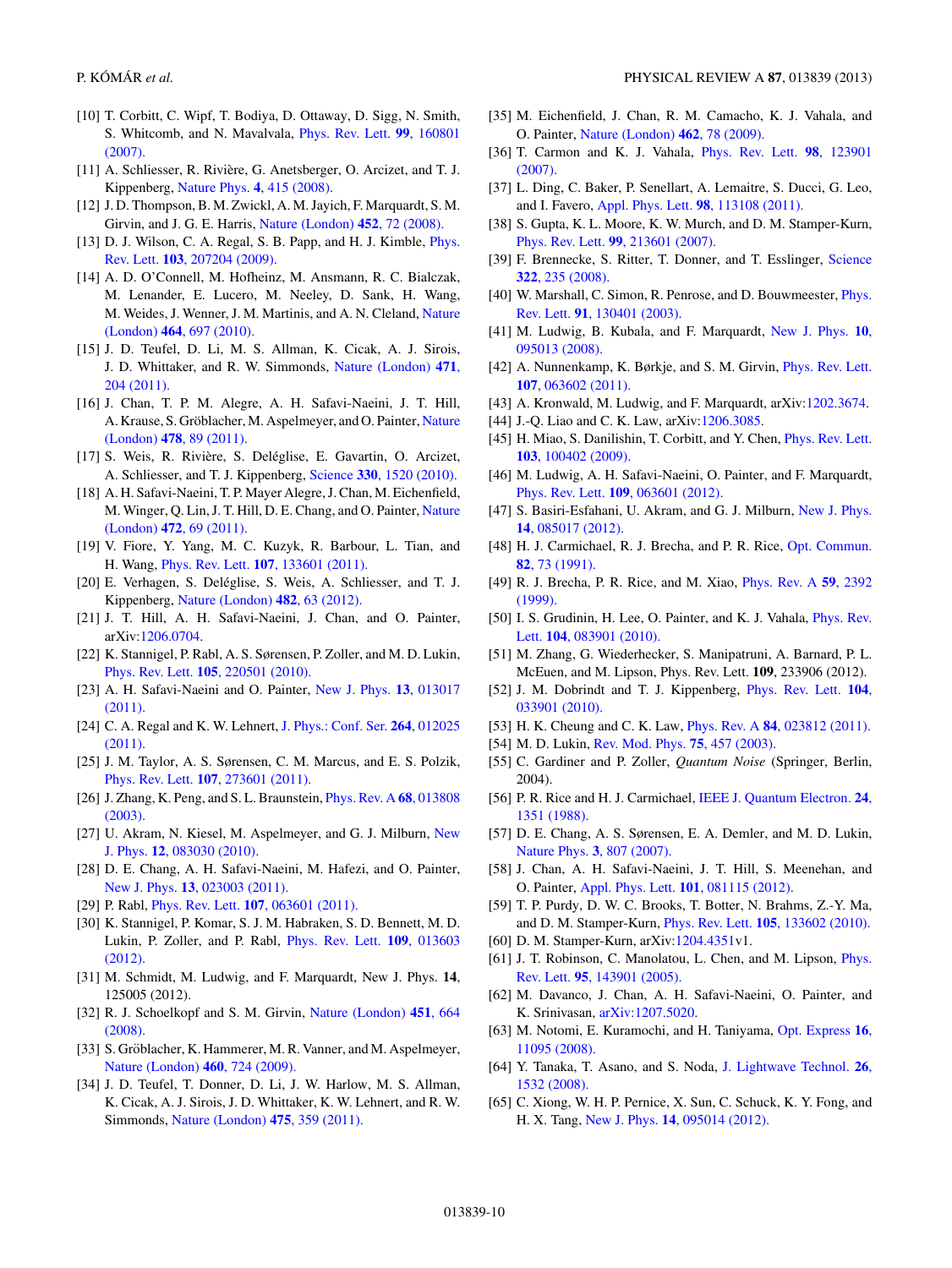[10] T. Corbitt, C. Wipf, T. Bodiya, D. Ottaway, D. Sigg, N. Smith, S. Whitcomb, and N. Mavalvala, Phys. Rev. Lett. **99**, 160801 (2007).

[11] A. Schliesser, R. Rivière, G. Anetsberger, O. Arcizet, and T. J. Kippenberg, Nature Phys. **4**, 415 (2008).

[12] J. D. Thompson, B. M. Zwickl, A. M. Jayich, F. Marquardt, S. M. Girvin, and J. G. E. Harris, Nature (London) **452**, 72 (2008).

[13] D. J. Wilson, C. A. Regal, S. B. Papp, and H. J. Kimble, Phys. Rev. Lett. **103**, 207204 (2009).

[14] A. D. O'Connell, M. Hofheinz, M. Ansmann, R. C. Bialczak, M. Lenander, E. Lucero, M. Neeley, D. Sank, H. Wang, M. Weides, J. Wenner, J. M. Martinis, and A. N. Cleland, Nature (London) **464**, 697 (2010).

[15] J. D. Teufel, D. Li, M. S. Allman, K. Cicak, A. J. Sirois, J. D. Whittaker, and R. W. Simmonds, Nature (London) **471**, 204 (2011).

[16] J. Chan, T. P. M. Alegre, A. H. Safavi-Naeini, J. T. Hill, A. Krause, S. Gröblacher, M. Aspelmeyer, and O. Painter, Nature (London) **478**, 89 (2011).

[17] S. Weis, R. Rivière, S. Deléglise, E. Gavartin, O. Arcizet, A. Schliesser, and T. J. Kippenberg, Science **330**, 1520 (2010).

[18] A. H. Safavi-Naeini, T. P. Mayer Alegre, J. Chan, M. Eichenfield, M. Winger, Q. Lin, J. T. Hill, D. E. Chang, and O. Painter, Nature (London) **472**, 69 (2011).

[19] V. Fiore, Y. Yang, M. C. Kuzyk, R. Barbour, L. Tian, and H. Wang, Phys. Rev. Lett. **107**, 133601 (2011).

[20] E. Verhagen, S. Deléglise, S. Weis, A. Schliesser, and T. J. Kippenberg, Nature (London) **482**, 63 (2012).

[21] J. T. Hill, A. H. Safavi-Naeini, J. Chan, and O. Painter, arXiv:1206.0704.

[22] K. Stannigel, P. Rabl, A. S. Sørensen, P. Zoller, and M. D. Lukin, Phys. Rev. Lett. **105**, 220501 (2010).

[23] A. H. Safavi-Naeini and O. Painter, New J. Phys. **13**, 013017 (2011).

[24] C. A. Regal and K. W. Lehnert, J. Phys.: Conf. Ser. **264**, 012025 (2011).

[25] J. M. Taylor, A. S. Sørensen, C. M. Marcus, and E. S. Polzik, Phys. Rev. Lett. **107**, 273601 (2011).

[26] J. Zhang, K. Peng, and S. L. Braunstein, Phys. Rev. A **68**, 013808 (2003).

[27] U. Akram, N. Kiesel, M. Aspelmeyer, and G. J. Milburn, New J. Phys. **12**, 083030 (2010).

[28] D. E. Chang, A. H. Safavi-Naeini, M. Hafezi, and O. Painter, New J. Phys. **13**, 023003 (2011).

[29] P. Rabl, Phys. Rev. Lett. **107**, 063601 (2011).

[30] K. Stannigel, P. Komar, S. J. M. Habraken, S. D. Bennett, M. D. Lukin, P. Zoller, and P. Rabl, Phys. Rev. Lett. **109**, 013603 (2012).

[31] M. Schmidt, M. Ludwig, and F. Marquardt, New J. Phys. **14**, 125005 (2012).

[32] R. J. Schoelkopf and S. M. Girvin, Nature (London) **451**, 664 (2008).

[33] S. Gröblacher, K. Hammerer, M. R. Vanner, and M. Aspelmeyer, Nature (London) **460**, 724 (2009).

[34] J. D. Teufel, T. Donner, D. Li, J. W. Harlow, M. S. Allman, K. Cicak, A. J. Sirois, J. D. Whittaker, K. W. Lehnert, and R. W. Simmonds, Nature (London) **475**, 359 (2011).

[35] M. Eichenfield, J. Chan, R. M. Camacho, K. J. Vahala, and O. Painter, Nature (London) **462**, 78 (2009).

[36] T. Carmon and K. J. Vahala, Phys. Rev. Lett. **98**, 123901 (2007).

[37] L. Ding, C. Baker, P. Senellart, A. Lemaitre, S. Ducci, G. Leo, and I. Favero, Appl. Phys. Lett. **98**, 113108 (2011).

[38] S. Gupta, K. L. Moore, K. W. Murch, and D. M. Stamper-Kurn, Phys. Rev. Lett. **99**, 213601 (2007).

[39] F. Brennecke, S. Ritter, T. Donner, and T. Esslinger, Science **322**, 235 (2008).

[40] W. Marshall, C. Simon, R. Penrose, and D. Bouwmeester, Phys. Rev. Lett. **91**, 130401 (2003).

[41] M. Ludwig, B. Kubala, and F. Marquardt, New J. Phys. **10**, 095013 (2008).

[42] A. Nunnenkamp, K. Børkje, and S. M. Girvin, Phys. Rev. Lett. **107**, 063602 (2011).

[43] A. Kronwald, M. Ludwig, and F. Marquardt, arXiv:1202.3674.

[44] J.-Q. Liao and C. K. Law, arXiv:1206.3085.

[45] H. Miao, S. Danilishin, T. Corbitt, and Y. Chen, Phys. Rev. Lett. **103**, 100402 (2009).

[46] M. Ludwig, A. H. Safavi-Naeini, O. Painter, and F. Marquardt, Phys. Rev. Lett. **109**, 063601 (2012).

[47] S. Basiri-Esfahani, U. Akram, and G. J. Milburn, New J. Phys. **14**, 085017 (2012).

[48] H. J. Carmichael, R. J. Brecha, and P. R. Rice, Opt. Commun. **82**, 73 (1991).

[49] R. J. Brecha, P. R. Rice, and M. Xiao, Phys. Rev. A **59**, 2392 (1999).

[50] I. S. Grudinin, H. Lee, O. Painter, and K. J. Vahala, Phys. Rev. Lett. **104**, 083901 (2010).

[51] M. Zhang, G. Wiederhecker, S. Manipatruni, A. Barnard, P. L. McEuen, and M. Lipson, Phys. Rev. Lett. **109**, 233906 (2012).

[52] J. M. Dobrindt and T. J. Kippenberg, Phys. Rev. Lett. **104**, 033901 (2010).

[53] H. K. Cheung and C. K. Law, Phys. Rev. A **84**, 023812 (2011).

[54] M. D. Lukin, Rev. Mod. Phys. **75**, 457 (2003).

[55] C. Gardiner and P. Zoller, *Quantum Noise* (Springer, Berlin, 2004).

[56] P. R. Rice and H. J. Carmichael, IEEE J. Quantum Electron. **24**, 1351 (1988).

[57] D. E. Chang, A. S. Sørensen, E. A. Demler, and M. D. Lukin, Nature Phys. **3**, 807 (2007).

[58] J. Chan, A. H. Safavi-Naeini, J. T. Hill, S. Meenehan, and O. Painter, Appl. Phys. Lett. **101**, 081115 (2012).

[59] T. P. Purdy, D. W. C. Brooks, T. Botter, N. Brahms, Z.-Y. Ma, and D. M. Stamper-Kurn, Phys. Rev. Lett. **105**, 133602 (2010).

[60] D. M. Stamper-Kurn, arXiv:1204.4351v1.

[61] J. T. Robinson, C. Manolatou, L. Chen, and M. Lipson, Phys. Rev. Lett. **95**, 143901 (2005).

[62] M. Davanco, J. Chan, A. H. Safavi-Naeini, O. Painter, and K. Srinivasan, arXiv:1207.5020.

[63] M. Notomi, E. Kuramochi, and H. Taniyama, Opt. Express **16**, 11095 (2008).

[64] Y. Tanaka, T. Asano, and S. Noda, J. Lightwave Technol. **26**, 1532 (2008).

[65] C. Xiong, W. H. P. Pernice, X. Sun, C. Schuck, K. Y. Fong, and H. X. Tang, New J. Phys. **14**, 095014 (2012).